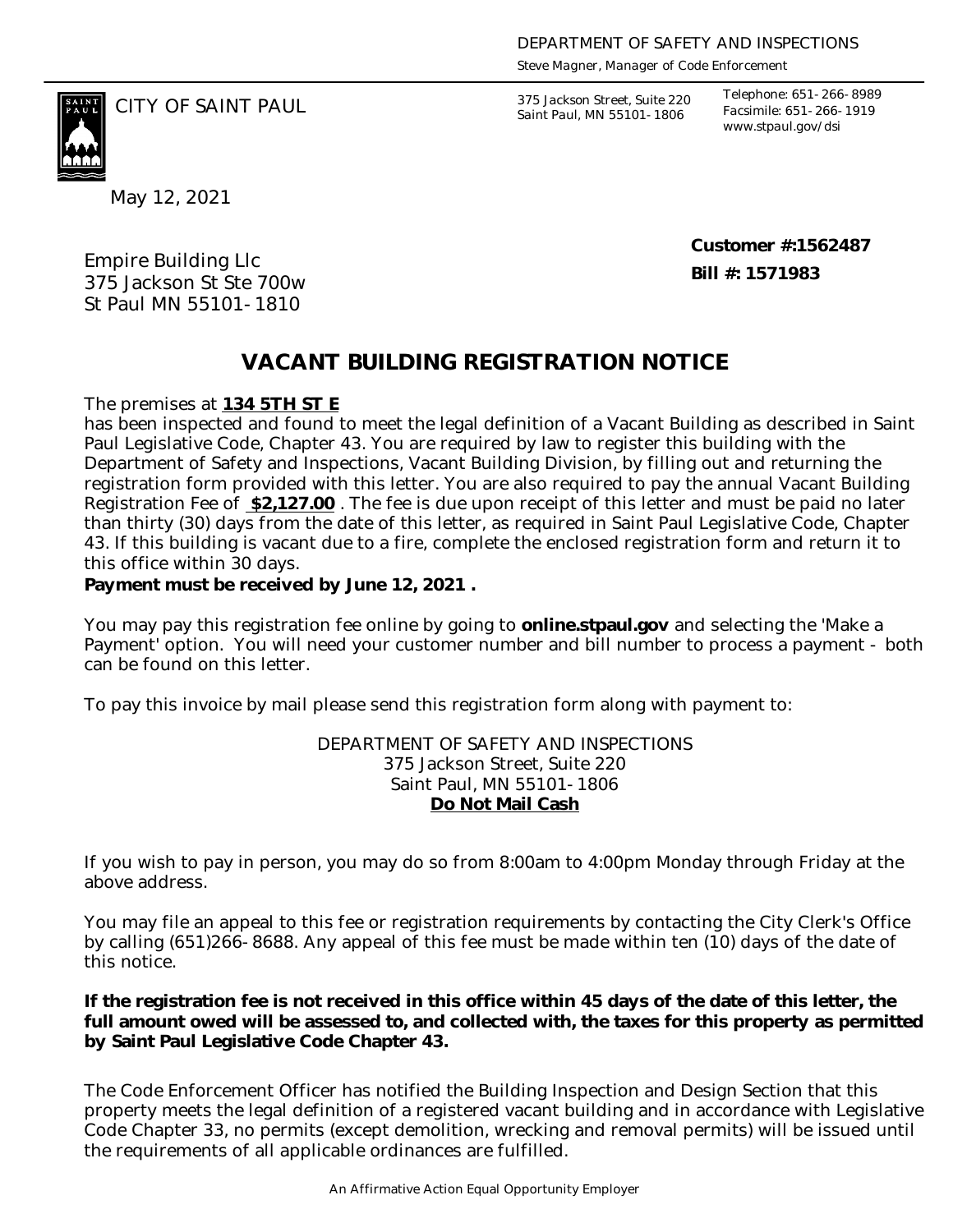DEPARTMENT OF SAFETY AND INSPECTIONS
Steve Magner, Manager of Code Enforcement

CITY OF SAINT PAUL

375 Jackson Street, Suite 220
Saint Paul, MN 55101-1806

Telephone: 651-266-8989
Facsimile: 651-266-1919
www.stpaul.gov/dsi

May 12, 2021

Empire Building Llc
375 Jackson St Ste 700w
St Paul MN 55101-1810

**Customer #:1562487**
**Bill #: 1571983**

# VACANT BUILDING REGISTRATION NOTICE

The premises at **134 5TH ST E**
has been inspected and found to meet the legal definition of a Vacant Building as described in Saint Paul Legislative Code, Chapter 43. You are required by law to register this building with the Department of Safety and Inspections, Vacant Building Division, by filling out and returning the registration form provided with this letter. You are also required to pay the annual Vacant Building Registration Fee of **$2,127.00** . The fee is due upon receipt of this letter and must be paid no later than thirty (30) days from the date of this letter, as required in Saint Paul Legislative Code, Chapter 43. If this building is vacant due to a fire, complete the enclosed registration form and return it to this office within 30 days.
**Payment must be received by June 12, 2021 .**

You may pay this registration fee online by going to **online.stpaul.gov** and selecting the 'Make a Payment' option. You will need your customer number and bill number to process a payment - both can be found on this letter.

To pay this invoice by mail please send this registration form along with payment to:

DEPARTMENT OF SAFETY AND INSPECTIONS
375 Jackson Street, Suite 220
Saint Paul, MN 55101-1806
**Do Not Mail Cash**

If you wish to pay in person, you may do so from 8:00am to 4:00pm Monday through Friday at the above address.

You may file an appeal to this fee or registration requirements by contacting the City Clerk's Office by calling (651)266-8688. Any appeal of this fee must be made within ten (10) days of the date of this notice.

**If the registration fee is not received in this office within 45 days of the date of this letter, the full amount owed will be assessed to, and collected with, the taxes for this property as permitted by Saint Paul Legislative Code Chapter 43.**

The Code Enforcement Officer has notified the Building Inspection and Design Section that this property meets the legal definition of a registered vacant building and in accordance with Legislative Code Chapter 33, no permits (except demolition, wrecking and removal permits) will be issued until the requirements of all applicable ordinances are fulfilled.

An Affirmative Action Equal Opportunity Employer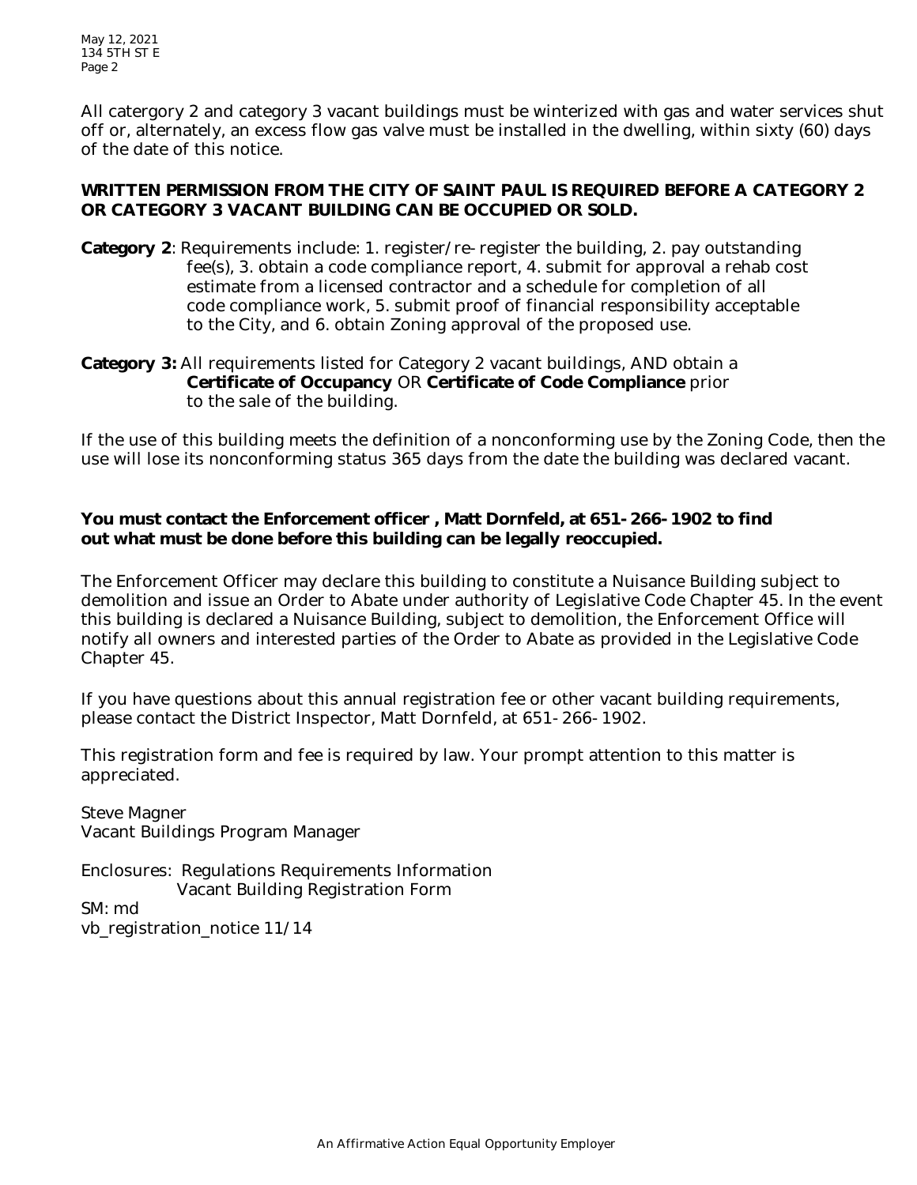All catergory 2 and category 3 vacant buildings must be winterized with gas and water services shut off or, alternately, an excess flow gas valve must be installed in the dwelling, within sixty (60) days of the date of this notice.

**WRITTEN PERMISSION FROM THE CITY OF SAINT PAUL IS REQUIRED BEFORE A CATEGORY 2 OR CATEGORY 3 VACANT BUILDING CAN BE OCCUPIED OR SOLD.**

**Category 2**: Requirements include: 1. register/re-register the building, 2. pay outstanding fee(s), 3. obtain a code compliance report, 4. submit for approval a rehab cost estimate from a licensed contractor and a schedule for completion of all code compliance work, 5. submit proof of financial responsibility acceptable to the City, and 6. obtain Zoning approval of the proposed use.

**Category 3:** All requirements listed for Category 2 vacant buildings, AND obtain a **Certificate of Occupancy** OR **Certificate of Code Compliance** prior to the sale of the building.

If the use of this building meets the definition of a nonconforming use by the Zoning Code, then the use will lose its nonconforming status 365 days from the date the building was declared vacant.

**You must contact the Enforcement officer , Matt Dornfeld, at 651-266-1902 to find out what must be done before this building can be legally reoccupied.**

The Enforcement Officer may declare this building to constitute a Nuisance Building subject to demolition and issue an Order to Abate under authority of Legislative Code Chapter 45. In the event this building is declared a Nuisance Building, subject to demolition, the Enforcement Office will notify all owners and interested parties of the Order to Abate as provided in the Legislative Code Chapter 45.

If you have questions about this annual registration fee or other vacant building requirements, please contact the District Inspector, Matt Dornfeld, at 651-266-1902.

This registration form and fee is required by law. Your prompt attention to this matter is appreciated.

Steve Magner
Vacant Buildings Program Manager

Enclosures: Regulations Requirements Information
Vacant Building Registration Form

SM: md
vb_registration_notice 11/14

An Affirmative Action Equal Opportunity Employer